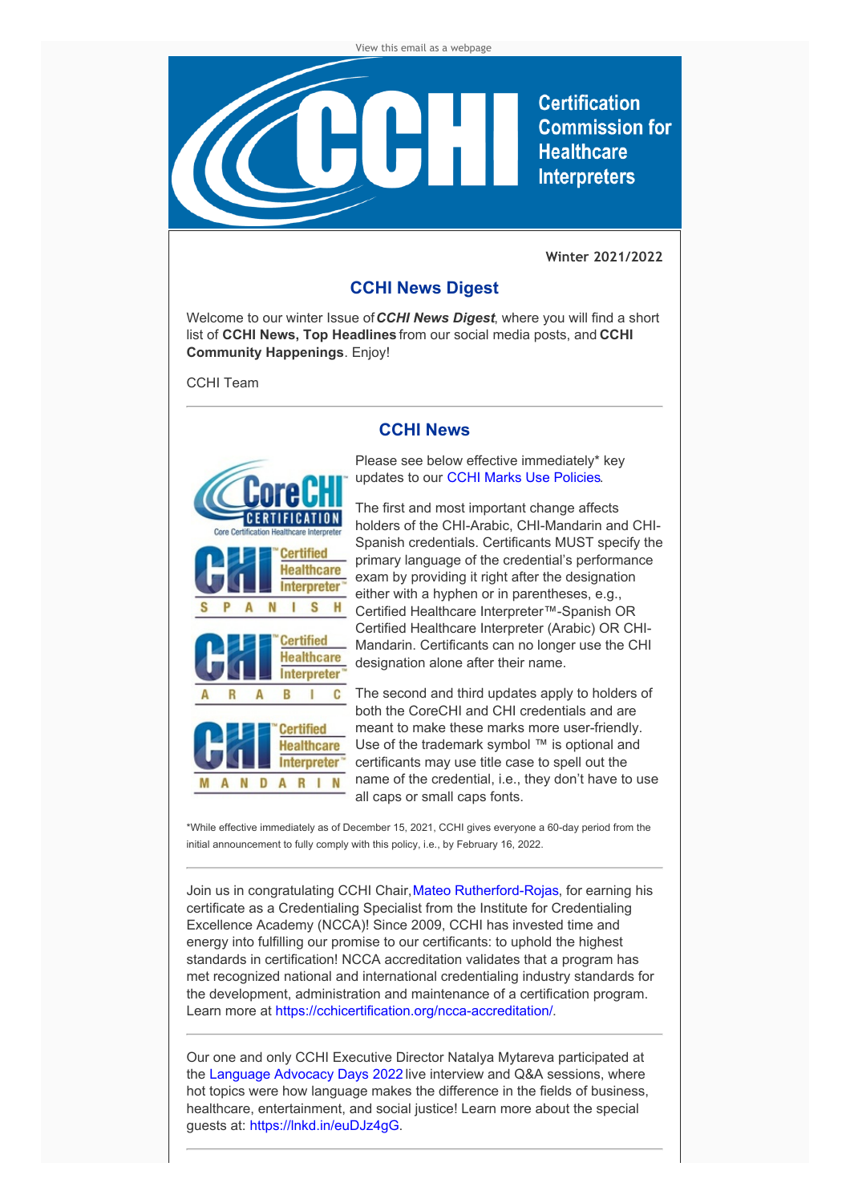View this email as a webpage

Certification Commission for Healthcare Interpreters

**Winter 2021/2022**

## CCHI News Digest

Welcome to our winter Issue of ***CCHI News Digest***, where you will find a short list of **CCHI News, Top Headlines** from our social media posts, and **CCHI Community Happenings**. Enjoy!

CCHI Team

## CCHI News

Please see below effective immediately* key updates to our CCHI Marks Use Policies.

The first and most important change affects holders of the CHI-Arabic, CHI-Mandarin and CHI-Spanish credentials. Certificants MUST specify the primary language of the credential's performance exam by providing it right after the designation either with a hyphen or in parentheses, e.g., Certified Healthcare Interpreter™-Spanish OR Certified Healthcare Interpreter (Arabic) OR CHI-Mandarin. Certificants can no longer use the CHI designation alone after their name.

The second and third updates apply to holders of both the CoreCHI and CHI credentials and are meant to make these marks more user-friendly. Use of the trademark symbol ™ is optional and certificants may use title case to spell out the name of the credential, i.e., they don't have to use all caps or small caps fonts.

*While effective immediately as of December 15, 2021, CCHI gives everyone a 60-day period from the initial announcement to fully comply with this policy, i.e., by February 16, 2022.

---

Join us in congratulating CCHI Chair, Mateo Rutherford-Rojas, for earning his certificate as a Credentialing Specialist from the Institute for Credentialing Excellence Academy (NCCA)! Since 2009, CCHI has invested time and energy into fulfilling our promise to our certificants: to uphold the highest standards in certification! NCCA accreditation validates that a program has met recognized national and international credentialing industry standards for the development, administration and maintenance of a certification program. Learn more at https://cchicertification.org/ncca-accreditation/.

---

Our one and only CCHI Executive Director Natalya Mytareva participated at the Language Advocacy Days 2022 live interview and Q&A sessions, where hot topics were how language makes the difference in the fields of business, healthcare, entertainment, and social justice! Learn more about the special guests at: https://lnkd.in/euDJz4gG.

---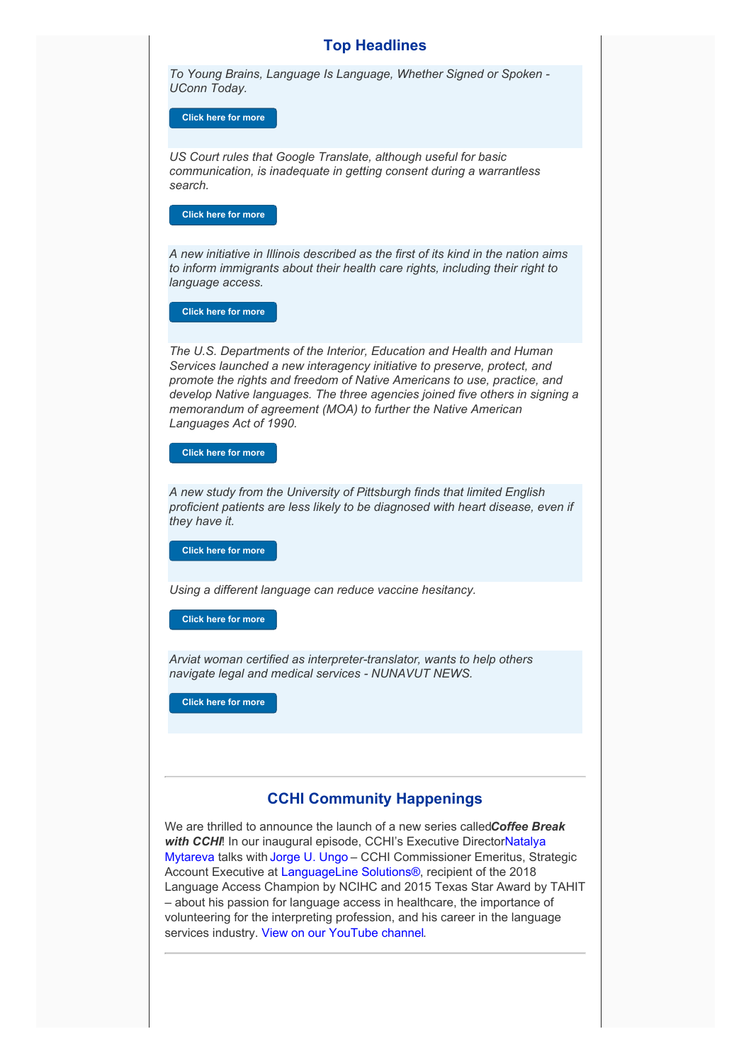## Top Headlines

*To Young Brains, Language Is Language, Whether Signed or Spoken - UConn Today.*

Click here for more

*US Court rules that Google Translate, although useful for basic communication, is inadequate in getting consent during a warrantless search.*

Click here for more

*A new initiative in Illinois described as the first of its kind in the nation aims to inform immigrants about their health care rights, including their right to language access.*

Click here for more

*The U.S. Departments of the Interior, Education and Health and Human Services launched a new interagency initiative to preserve, protect, and promote the rights and freedom of Native Americans to use, practice, and develop Native languages. The three agencies joined five others in signing a memorandum of agreement (MOA) to further the Native American Languages Act of 1990.*

Click here for more

*A new study from the University of Pittsburgh finds that limited English proficient patients are less likely to be diagnosed with heart disease, even if they have it.*

Click here for more

*Using a different language can reduce vaccine hesitancy.*

Click here for more

*Arviat woman certified as interpreter-translator, wants to help others navigate legal and medical services - NUNAVUT NEWS.*

Click here for more

---

## CCHI Community Happenings

We are thrilled to announce the launch of a new series called ***Coffee Break with CCHI***! In our inaugural episode, CCHI's Executive Director Natalya Mytareva talks with Jorge U. Ungo – CCHI Commissioner Emeritus, Strategic Account Executive at LanguageLine Solutions®, recipient of the 2018 Language Access Champion by NCIHC and 2015 Texas Star Award by TAHIT – about his passion for language access in healthcare, the importance of volunteering for the interpreting profession, and his career in the language services industry. View on our YouTube channel.

---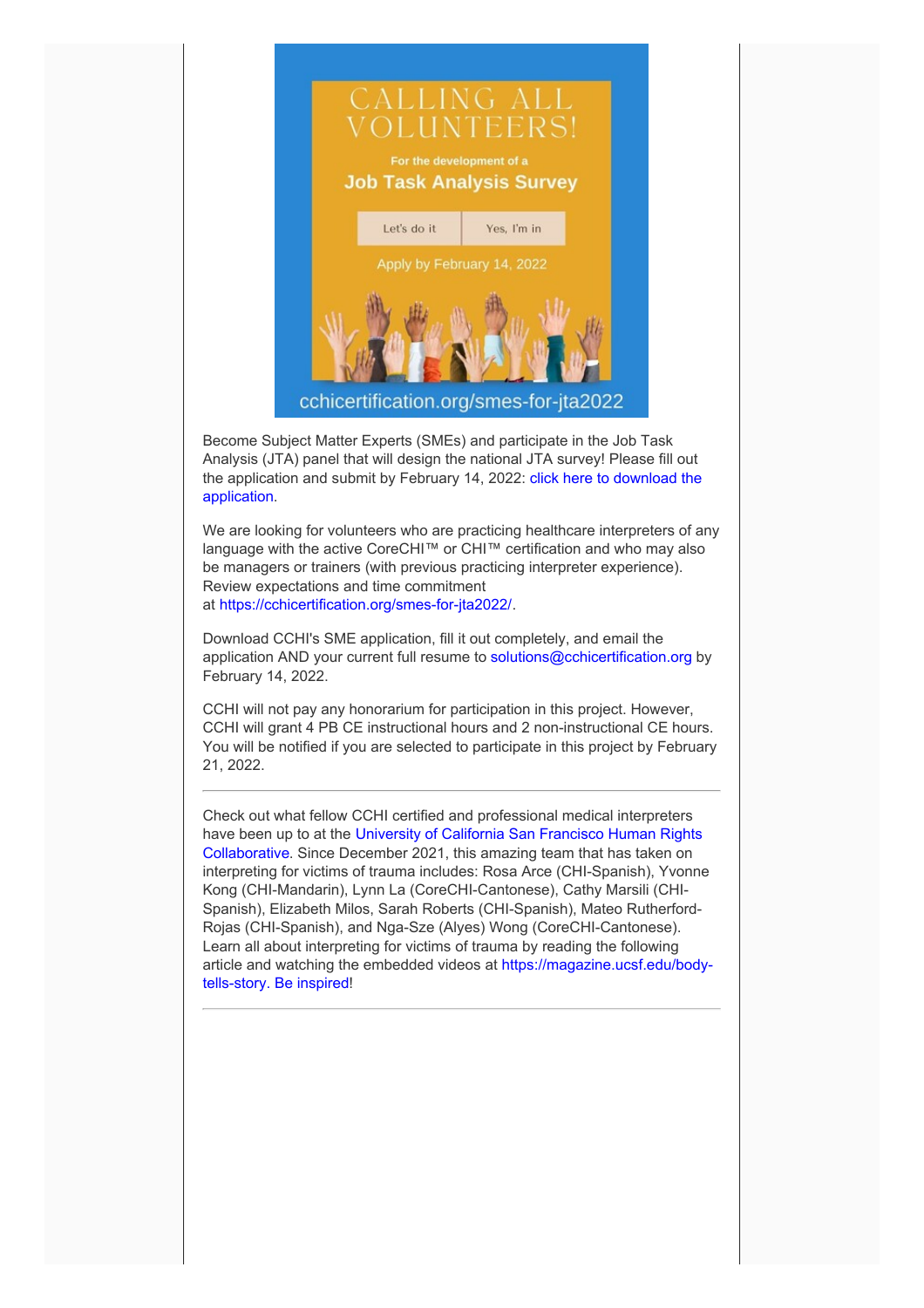CALLING ALL VOLUNTEERS!

For the development of a

Job Task Analysis Survey

Let's do it | Yes, I'm in

Apply by February 14, 2022

cchicertification.org/smes-for-jta2022

Become Subject Matter Experts (SMEs) and participate in the Job Task Analysis (JTA) panel that will design the national JTA survey! Please fill out the application and submit by February 14, 2022: click here to download the application.

We are looking for volunteers who are practicing healthcare interpreters of any language with the active CoreCHI™ or CHI™ certification and who may also be managers or trainers (with previous practicing interpreter experience). Review expectations and time commitment at https://cchicertification.org/smes-for-jta2022/.

Download CCHI's SME application, fill it out completely, and email the application AND your current full resume to solutions@cchicertification.org by February 14, 2022.

CCHI will not pay any honorarium for participation in this project. However, CCHI will grant 4 PB CE instructional hours and 2 non-instructional CE hours. You will be notified if you are selected to participate in this project by February 21, 2022.

---

Check out what fellow CCHI certified and professional medical interpreters have been up to at the University of California San Francisco Human Rights Collaborative. Since December 2021, this amazing team that has taken on interpreting for victims of trauma includes: Rosa Arce (CHI-Spanish), Yvonne Kong (CHI-Mandarin), Lynn La (CoreCHI-Cantonese), Cathy Marsili (CHI-Spanish), Elizabeth Milos, Sarah Roberts (CHI-Spanish), Mateo Rutherford-Rojas (CHI-Spanish), and Nga-Sze (Alyes) Wong (CoreCHI-Cantonese). Learn all about interpreting for victims of trauma by reading the following article and watching the embedded videos at https://magazine.ucsf.edu/body-tells-story. Be inspired!

---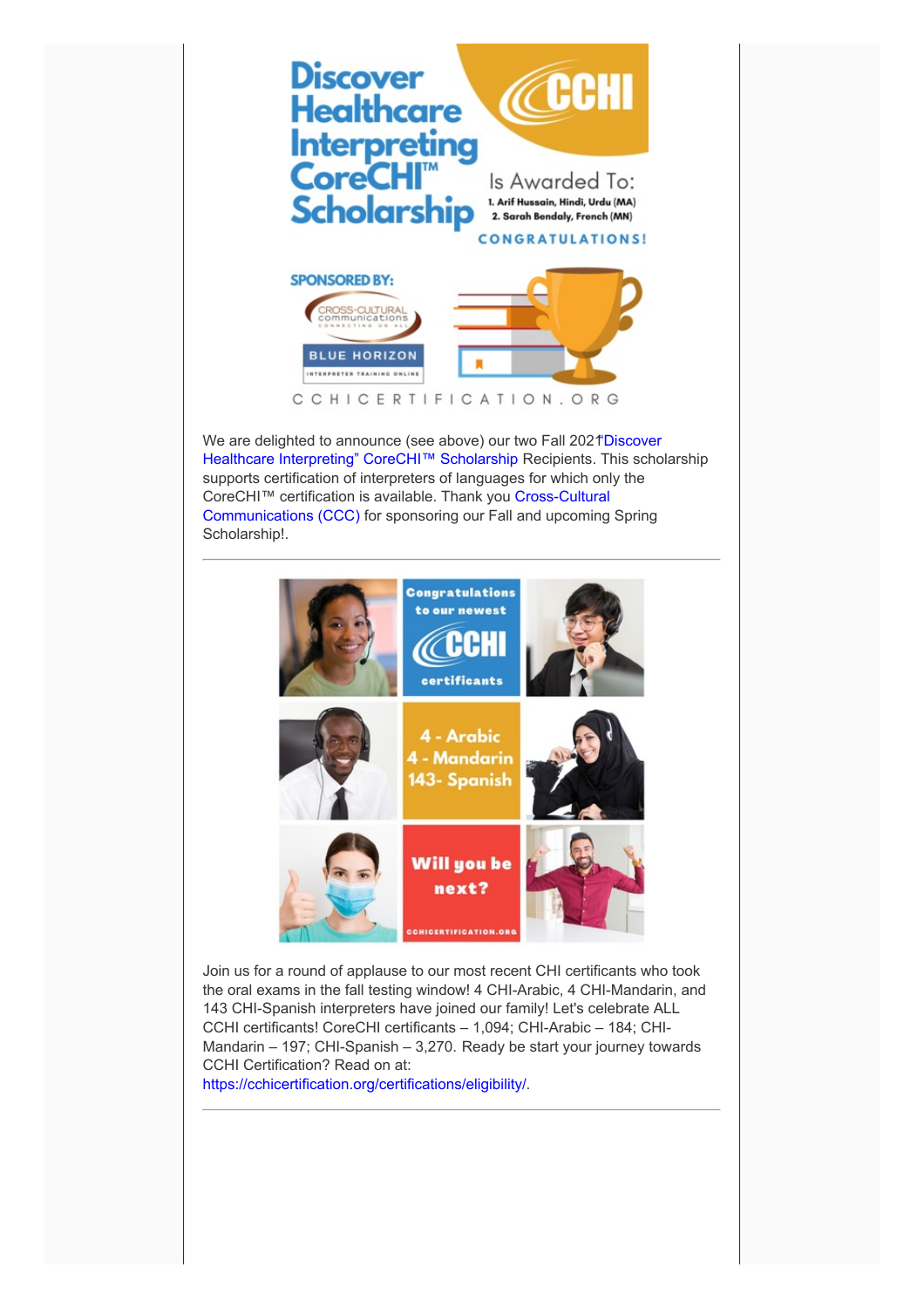We are delighted to announce (see above) our two Fall 2021"Discover Healthcare Interpreting" CoreCHI™ Scholarship Recipients. This scholarship supports certification of interpreters of languages for which only the CoreCHI™ certification is available. Thank you Cross-Cultural Communications (CCC) for sponsoring our Fall and upcoming Spring Scholarship!.

---

Join us for a round of applause to our most recent CHI certificants who took the oral exams in the fall testing window! 4 CHI-Arabic, 4 CHI-Mandarin, and 143 CHI-Spanish interpreters have joined our family! Let's celebrate ALL CCHI certificants! CoreCHI certificants – 1,094; CHI-Arabic – 184; CHI-Mandarin – 197; CHI-Spanish – 3,270. Ready be start your journey towards CCHI Certification? Read on at: https://cchicertification.org/certifications/eligibility/.

---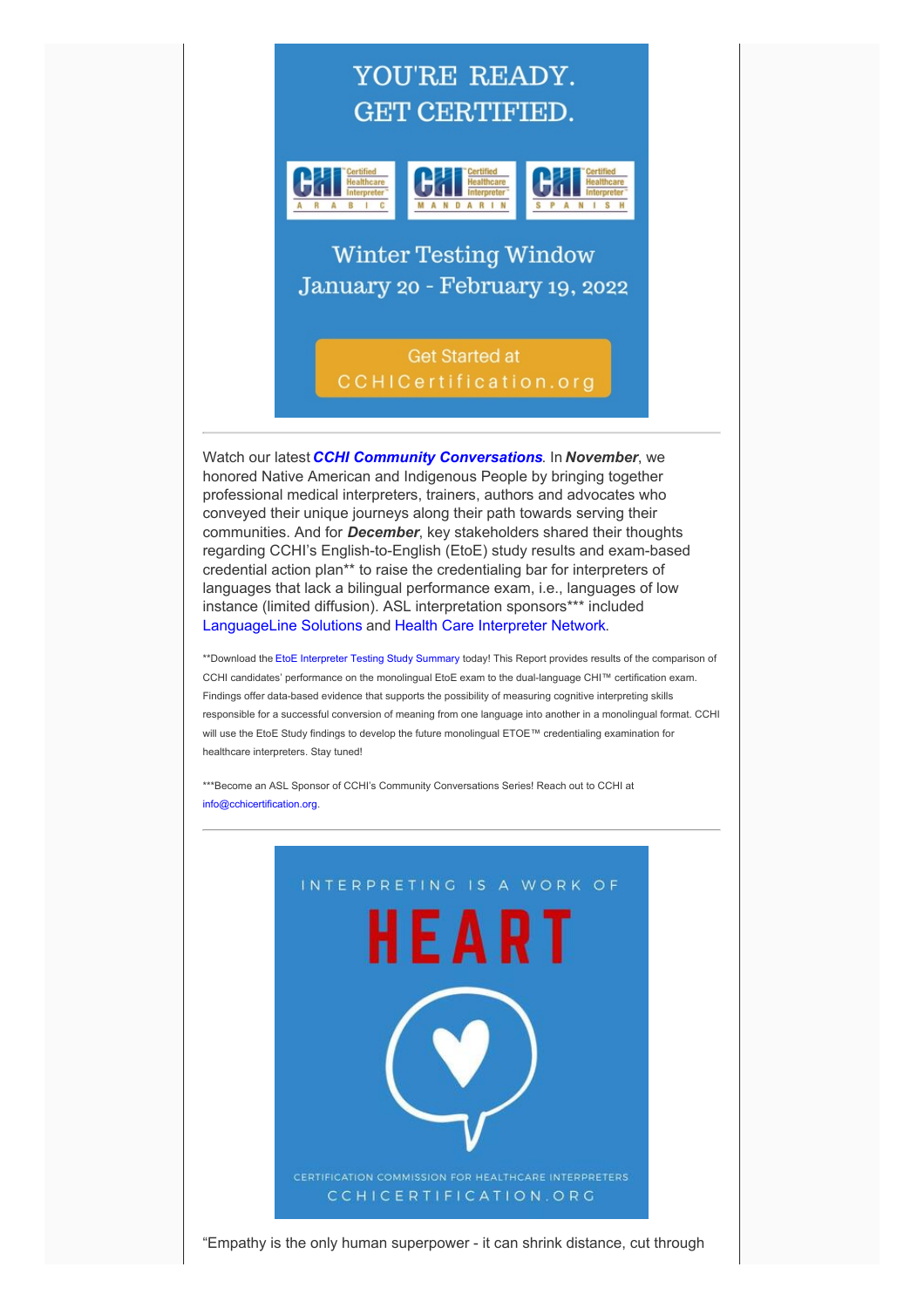YOU'RE READY.
GET CERTIFIED.

CHI Certified Healthcare Interpreter ARABIC

CHI Certified Healthcare Interpreter MANDARIN

CHI Certified Healthcare Interpreter SPANISH

Winter Testing Window
January 20 - February 19, 2022

Get Started at
CCHICertification.org

---

Watch our latest ***CCHI Community Conversations***. In ***November***, we honored Native American and Indigenous People by bringing together professional medical interpreters, trainers, authors and advocates who conveyed their unique journeys along their path towards serving their communities. And for ***December***, key stakeholders shared their thoughts regarding CCHI's English-to-English (EtoE) study results and exam-based credential action plan** to raise the credentialing bar for interpreters of languages that lack a bilingual performance exam, i.e., languages of low instance (limited diffusion). ASL interpretation sponsors*** included LanguageLine Solutions and Health Care Interpreter Network.

**Download the EtoE Interpreter Testing Study Summary today! This Report provides results of the comparison of CCHI candidates' performance on the monolingual EtoE exam to the dual-language CHI™ certification exam. Findings offer data-based evidence that supports the possibility of measuring cognitive interpreting skills responsible for a successful conversion of meaning from one language into another in a monolingual format. CCHI will use the EtoE Study findings to develop the future monolingual ETOE™ credentialing examination for healthcare interpreters. Stay tuned!

***Become an ASL Sponsor of CCHI's Community Conversations Series! Reach out to CCHI at info@cchicertification.org.

---

INTERPRETING IS A WORK OF
HEART

CERTIFICATION COMMISSION FOR HEALTHCARE INTERPRETERS
CCHICERTIFICATION.ORG

"Empathy is the only human superpower - it can shrink distance, cut through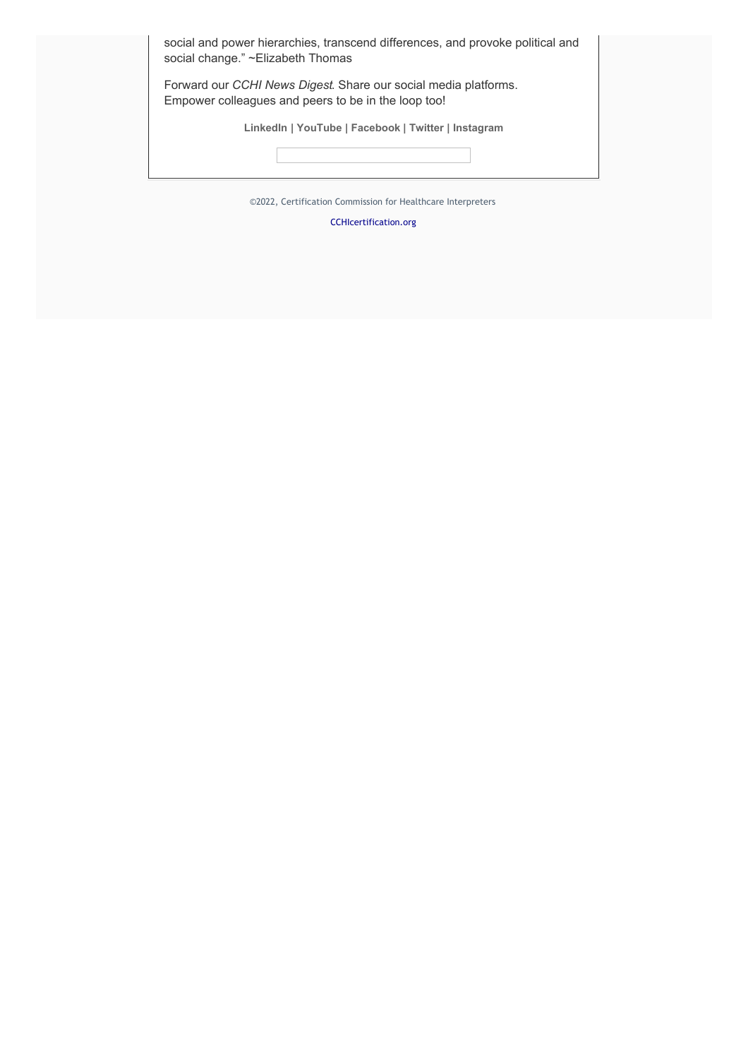social and power hierarchies, transcend differences, and provoke political and social change." ~Elizabeth Thomas

Forward our *CCHI News Digest*. Share our social media platforms. Empower colleagues and peers to be in the loop too!

**LinkedIn | YouTube | Facebook | Twitter | Instagram**

©2022, Certification Commission for Healthcare Interpreters

CCHIcertification.org